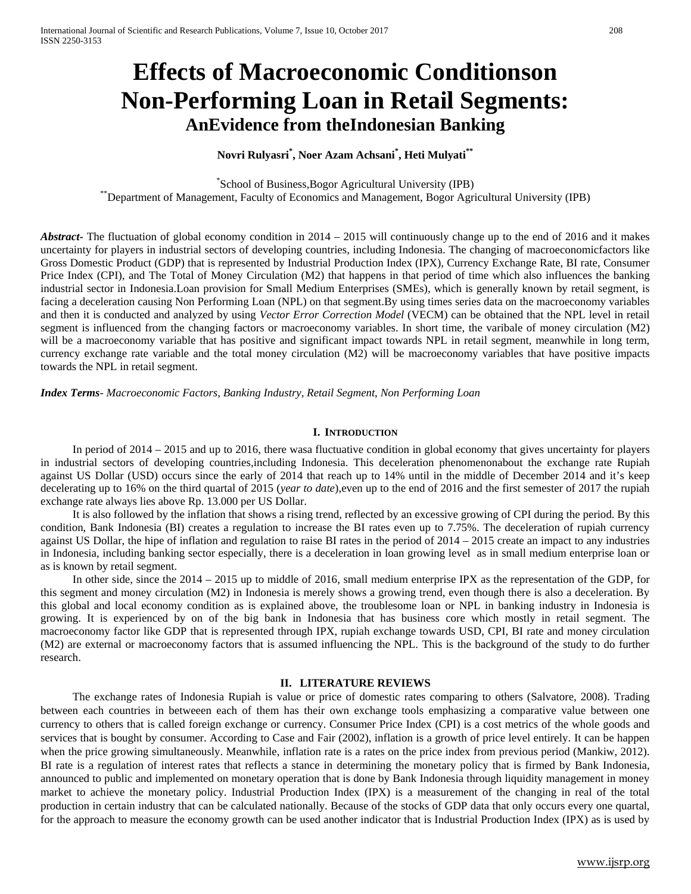# Effects of Macroeconomic Conditionson Non-Performing Loan in Retail Segments:

## AnEvidence from theIndonesian Banking

**Novri Rulyasri[*], Noer Azam Achsani[*], Heti Mulyati[**]**

[*]School of Business,Bogor Agricultural University (IPB)
[**]Department of Management, Faculty of Economics and Management, Bogor Agricultural University (IPB)

***Abstract***- The fluctuation of global economy condition in 2014 – 2015 will continuously change up to the end of 2016 and it makes uncertainty for players in industrial sectors of developing countries, including Indonesia. The changing of macroeconomicfactors like Gross Domestic Product (GDP) that is represented by Industrial Production Index (IPX), Currency Exchange Rate, BI rate, Consumer Price Index (CPI), and The Total of Money Circulation (M2) that happens in that period of time which also influences the banking industrial sector in Indonesia.Loan provision for Small Medium Enterprises (SMEs), which is generally known by retail segment, is facing a deceleration causing Non Performing Loan (NPL) on that segment.By using times series data on the macroeconomy variables and then it is conducted and analyzed by using *Vector Error Correction Model* (VECM) can be obtained that the NPL level in retail segment is influenced from the changing factors or macroeconomy variables. In short time, the varibale of money circulation (M2) will be a macroeconomy variable that has positive and significant impact towards NPL in retail segment, meanwhile in long term, currency exchange rate variable and the total money circulation (M2) will be macroeconomy variables that have positive impacts towards the NPL in retail segment.

***Index Terms***- *Macroeconomic Factors, Banking Industry, Retail Segment, Non Performing Loan*

## I. Introduction

In period of 2014 – 2015 and up to 2016, there wasa fluctuative condition in global economy that gives uncertainty for players in industrial sectors of developing countries,including Indonesia. This deceleration phenomenonabout the exchange rate Rupiah against US Dollar (USD) occurs since the early of 2014 that reach up to 14% until in the middle of December 2014 and it's keep decelerating up to 16% on the third quartal of 2015 (*year to date*),even up to the end of 2016 and the first semester of 2017 the rupiah exchange rate always lies above Rp. 13.000 per US Dollar.

It is also followed by the inflation that shows a rising trend, reflected by an excessive growing of CPI during the period. By this condition, Bank Indonesia (BI) creates a regulation to increase the BI rates even up to 7.75%. The deceleration of rupiah currency against US Dollar, the hipe of inflation and regulation to raise BI rates in the period of 2014 – 2015 create an impact to any industries in Indonesia, including banking sector especially, there is a deceleration in loan growing level as in small medium enterprise loan or as is known by retail segment.

In other side, since the 2014 – 2015 up to middle of 2016, small medium enterprise IPX as the representation of the GDP, for this segment and money circulation (M2) in Indonesia is merely shows a growing trend, even though there is also a deceleration. By this global and local economy condition as is explained above, the troublesome loan or NPL in banking industry in Indonesia is growing. It is experienced by on of the big bank in Indonesia that has business core which mostly in retail segment. The macroeconomy factor like GDP that is represented through IPX, rupiah exchange towards USD, CPI, BI rate and money circulation (M2) are external or macroeconomy factors that is assumed influencing the NPL. This is the background of the study to do further research.

## II. LITERATURE REVIEWS

The exchange rates of Indonesia Rupiah is value or price of domestic rates comparing to others (Salvatore, 2008). Trading between each countries in betweeen each of them has their own exchange tools emphasizing a comparative value between one currency to others that is called foreign exchange or currency. Consumer Price Index (CPI) is a cost metrics of the whole goods and services that is bought by consumer. According to Case and Fair (2002), inflation is a growth of price level entirely. It can be happen when the price growing simultaneously. Meanwhile, inflation rate is a rates on the price index from previous period (Mankiw, 2012). BI rate is a regulation of interest rates that reflects a stance in determining the monetary policy that is firmed by Bank Indonesia, announced to public and implemented on monetary operation that is done by Bank Indonesia through liquidity management in money market to achieve the monetary policy. Industrial Production Index (IPX) is a measurement of the changing in real of the total production in certain industry that can be calculated nationally. Because of the stocks of GDP data that only occurs every one quartal, for the approach to measure the economy growth can be used another indicator that is Industrial Production Index (IPX) as is used by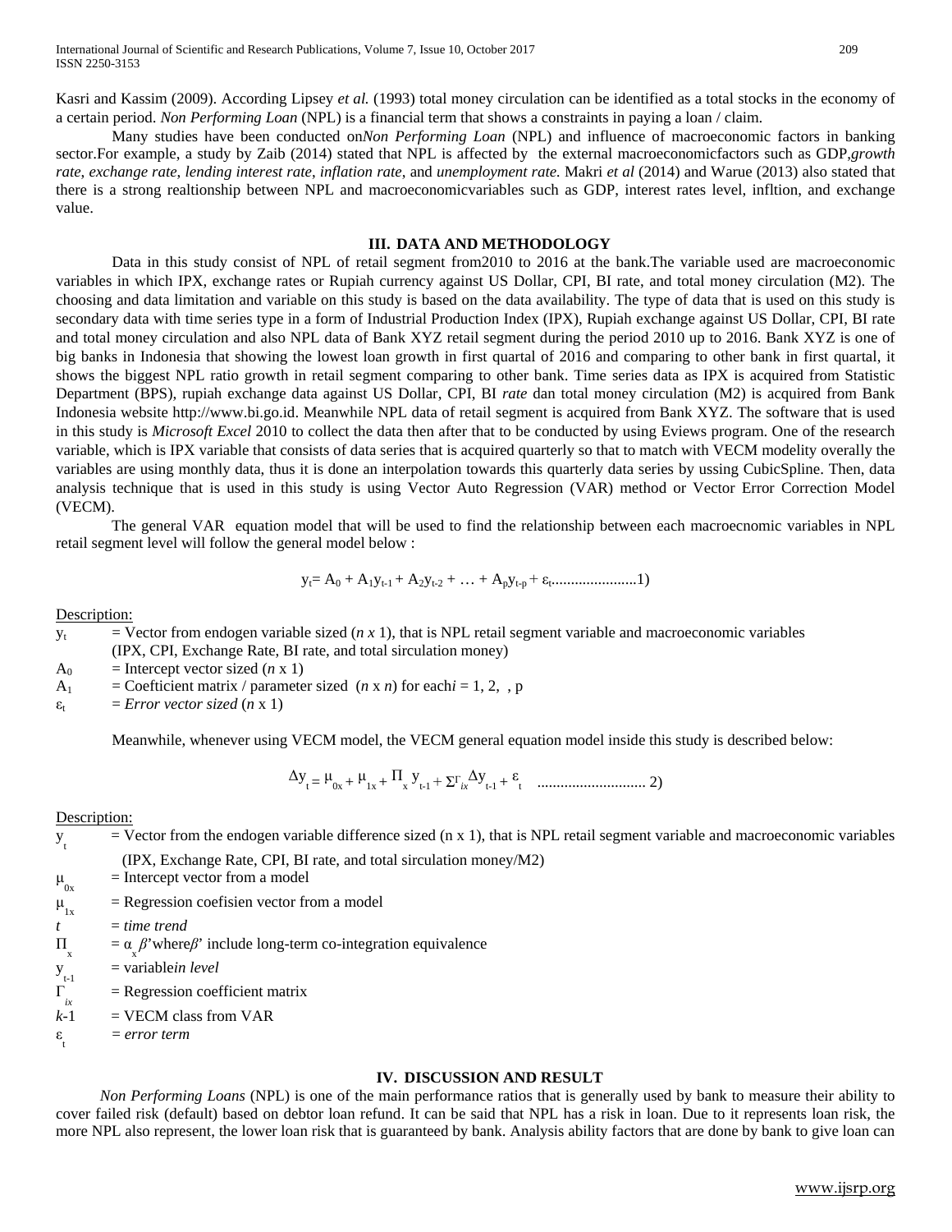Kasri and Kassim (2009). According Lipsey *et al.* (1993) total money circulation can be identified as a total stocks in the economy of a certain period. *Non Performing Loan* (NPL) is a financial term that shows a constraints in paying a loan / claim.

Many studies have been conducted on*Non Performing Loan* (NPL) and influence of macroeconomic factors in banking sector.For example, a study by Zaib (2014) stated that NPL is affected by the external macroeconomicfactors such as GDP,*growth rate*, *exchange rate*, *lending interest rate*, *inflation rate*, and *unemployment rate.* Makri *et al* (2014) and Warue (2013) also stated that there is a strong realtionship between NPL and macroeconomicvariables such as GDP, interest rates level, infltion, and exchange value.

## III. DATA AND METHODOLOGY

Data in this study consist of NPL of retail segment from2010 to 2016 at the bank.The variable used are macroeconomic variables in which IPX, exchange rates or Rupiah currency against US Dollar, CPI, BI rate, and total money circulation (M2). The choosing and data limitation and variable on this study is based on the data availability. The type of data that is used on this study is secondary data with time series type in a form of Industrial Production Index (IPX), Rupiah exchange against US Dollar, CPI, BI rate and total money circulation and also NPL data of Bank XYZ retail segment during the period 2010 up to 2016. Bank XYZ is one of big banks in Indonesia that showing the lowest loan growth in first quartal of 2016 and comparing to other bank in first quartal, it shows the biggest NPL ratio growth in retail segment comparing to other bank. Time series data as IPX is acquired from Statistic Department (BPS), rupiah exchange data against US Dollar, CPI, BI *rate* dan total money circulation (M2) is acquired from Bank Indonesia website http://www.bi.go.id. Meanwhile NPL data of retail segment is acquired from Bank XYZ. The software that is used in this study is *Microsoft Excel* 2010 to collect the data then after that to be conducted by using Eviews program. One of the research variable, which is IPX variable that consists of data series that is acquired quarterly so that to match with VECM modelity overally the variables are using monthly data, thus it is done an interpolation towards this quarterly data series by ussing CubicSpline. Then, data analysis technique that is used in this study is using Vector Auto Regression (VAR) method or Vector Error Correction Model (VECM).

The general VAR equation model that will be used to find the relationship between each macroecnomic variables in NPL retail segment level will follow the general model below :

$$y_t = A_0 + A_1 y_{t-1} + A_2 y_{t-2} + \ldots + A_p y_{t-p} + \varepsilon_t \ldots\ldots\ldots\ldots\ldots\ldots\ldots 1)$$

Description:

$y_t$ = Vector from endogen variable sized (*n x* 1), that is NPL retail segment variable and macroeconomic variables (IPX, CPI, Exchange Rate, BI rate, and total sirculation money)

$A_0$ = Intercept vector sized (*n* x 1)

$A_1$ = Coefficient matrix / parameter sized (*n* x *n*) for each$i$ = 1, 2, , p

$\varepsilon_t$ = *Error vector sized* (*n* x 1)

Meanwhile, whenever using VECM model, the VECM general equation model inside this study is described below:

$$\Delta y_t = \mu_{0x} + \mu_{1x} + \Pi_x y_{t-1} + \Sigma\Gamma_{ix} \Delta y_{t-1} + \varepsilon_t \quad \ldots\ldots\ldots\ldots\ldots\ldots\ldots\ldots\ldots 2)$$

Description:

$y_t$ = Vector from the endogen variable difference sized (n x 1), that is NPL retail segment variable and macroeconomic variables (IPX, Exchange Rate, CPI, BI rate, and total sirculation money/M2)

$\mu_{0x}$ = Intercept vector from a model

$\mu_{1x}$ = Regression coefisien vector from a model

$t$ = *time trend*

$\Pi_x$ = $\alpha_x \beta$'where$\beta$' include long-term co-integration equivalence

$y_{t-1}$ = variable*in level*

$\Gamma_{ix}$ = Regression coefficient matrix

$k$-1 = VECM class from VAR

$\varepsilon_t$ = *error term*

## IV. DISCUSSION AND RESULT

*Non Performing Loans* (NPL) is one of the main performance ratios that is generally used by bank to measure their ability to cover failed risk (default) based on debtor loan refund. It can be said that NPL has a risk in loan. Due to it represents loan risk, the more NPL also represent, the lower loan risk that is guaranteed by bank. Analysis ability factors that are done by bank to give loan can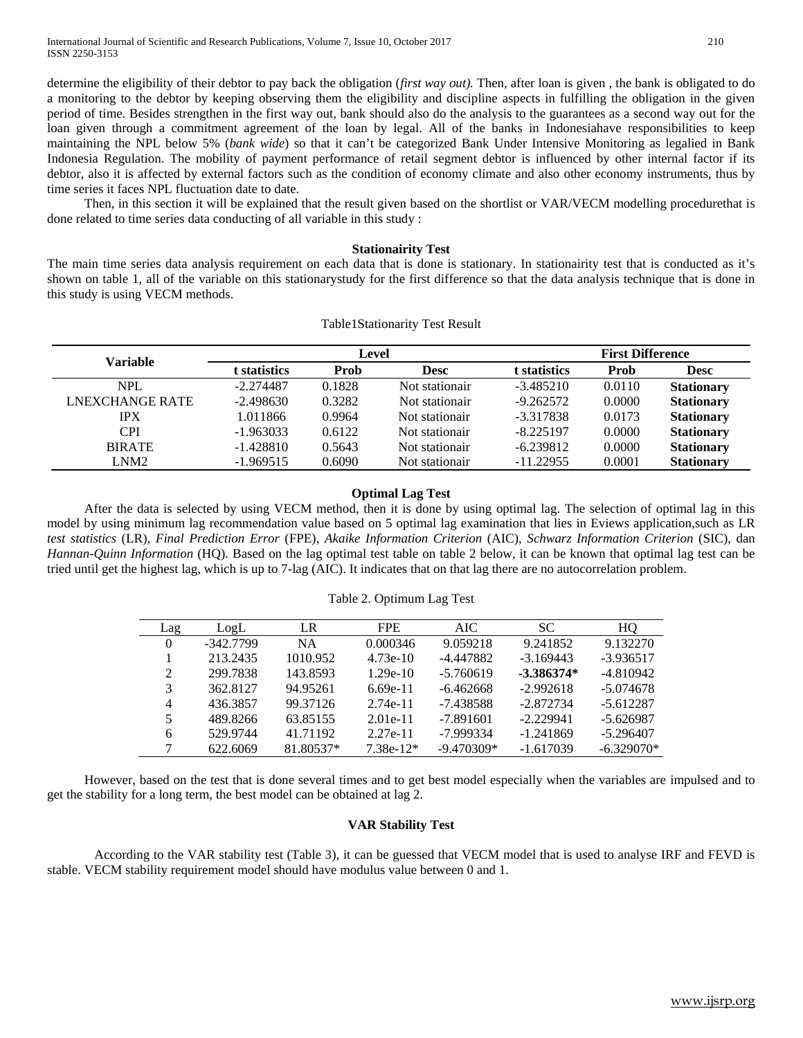determine the eligibility of their debtor to pay back the obligation (*first way out).* Then, after loan is given , the bank is obligated to do a monitoring to the debtor by keeping observing them the eligibility and discipline aspects in fulfilling the obligation in the given period of time. Besides strengthen in the first way out, bank should also do the analysis to the guarantees as a second way out for the loan given through a commitment agreement of the loan by legal. All of the banks in Indonesiahave responsibilities to keep maintaining the NPL below 5% (*bank wide*) so that it can't be categorized Bank Under Intensive Monitoring as legalied in Bank Indonesia Regulation. The mobility of payment performance of retail segment debtor is influenced by other internal factor if its debtor, also it is affected by external factors such as the condition of economy climate and also other economy instruments, thus by time series it faces NPL fluctuation date to date.

Then, in this section it will be explained that the result given based on the shortlist or VAR/VECM modelling procedurethat is done related to time series data conducting of all variable in this study :

### Stationairity Test

The main time series data analysis requirement on each data that is done is stationary. In stationairity test that is conducted as it's shown on table 1, all of the variable on this stationarystudy for the first difference so that the data analysis technique that is done in this study is using VECM methods.

Table1Stationarity Test Result

| Variable | Level | | | First Difference | | |
|---|---|---|---|---|---|---|
| | t statistics | Prob | Desc | t statistics | Prob | Desc |
| NPL | -2.274487 | 0.1828 | Not stationair | -3.485210 | 0.0110 | **Stationary** |
| LNEXCHANGE RATE | -2.498630 | 0.3282 | Not stationair | -9.262572 | 0.0000 | **Stationary** |
| IPX | 1.011866 | 0.9964 | Not stationair | -3.317838 | 0.0173 | **Stationary** |
| CPI | -1.963033 | 0.6122 | Not stationair | -8.225197 | 0.0000 | **Stationary** |
| BIRATE | -1.428810 | 0.5643 | Not stationair | -6.239812 | 0.0000 | **Stationary** |
| LNM2 | -1.969515 | 0.6090 | Not stationair | -11.22955 | 0.0001 | **Stationary** |

### Optimal Lag Test

After the data is selected by using VECM method, then it is done by using optimal lag. The selection of optimal lag in this model by using minimum lag recommendation value based on 5 optimal lag examination that lies in Eviews application,such as LR *test statistics* (LR), *Final Prediction Error* (FPE), *Akaike Information Criterion* (AIC), *Schwarz Information Criterion* (SIC), dan *Hannan-Quinn Information* (HQ). Based on the lag optimal test table on table 2 below, it can be known that optimal lag test can be tried until get the highest lag, which is up to 7-lag (AIC). It indicates that on that lag there are no autocorrelation problem.

Table 2. Optimum Lag Test

| Lag | LogL | LR | FPE | AIC | SC | HQ |
|---|---|---|---|---|---|---|
| 0 | -342.7799 | NA | 0.000346 | 9.059218 | 9.241852 | 9.132270 |
| 1 | 213.2435 | 1010.952 | 4.73e-10 | -4.447882 | -3.169443 | -3.936517 |
| 2 | 299.7838 | 143.8593 | 1.29e-10 | -5.760619 | **-3.386374*** | -4.810942 |
| 3 | 362.8127 | 94.95261 | 6.69e-11 | -6.462668 | -2.992618 | -5.074678 |
| 4 | 436.3857 | 99.37126 | 2.74e-11 | -7.438588 | -2.872734 | -5.612287 |
| 5 | 489.8266 | 63.85155 | 2.01e-11 | -7.891601 | -2.229941 | -5.626987 |
| 6 | 529.9744 | 41.71192 | 2.27e-11 | -7.999334 | -1.241869 | -5.296407 |
| 7 | 622.6069 | 81.80537* | 7.38e-12* | -9.470309* | -1.617039 | -6.329070* |

However, based on the test that is done several times and to get best model especially when the variables are impulsed and to get the stability for a long term, the best model can be obtained at lag 2.

### VAR Stability Test

According to the VAR stability test (Table 3), it can be guessed that VECM model that is used to analyse IRF and FEVD is stable. VECM stability requirement model should have modulus value between 0 and 1.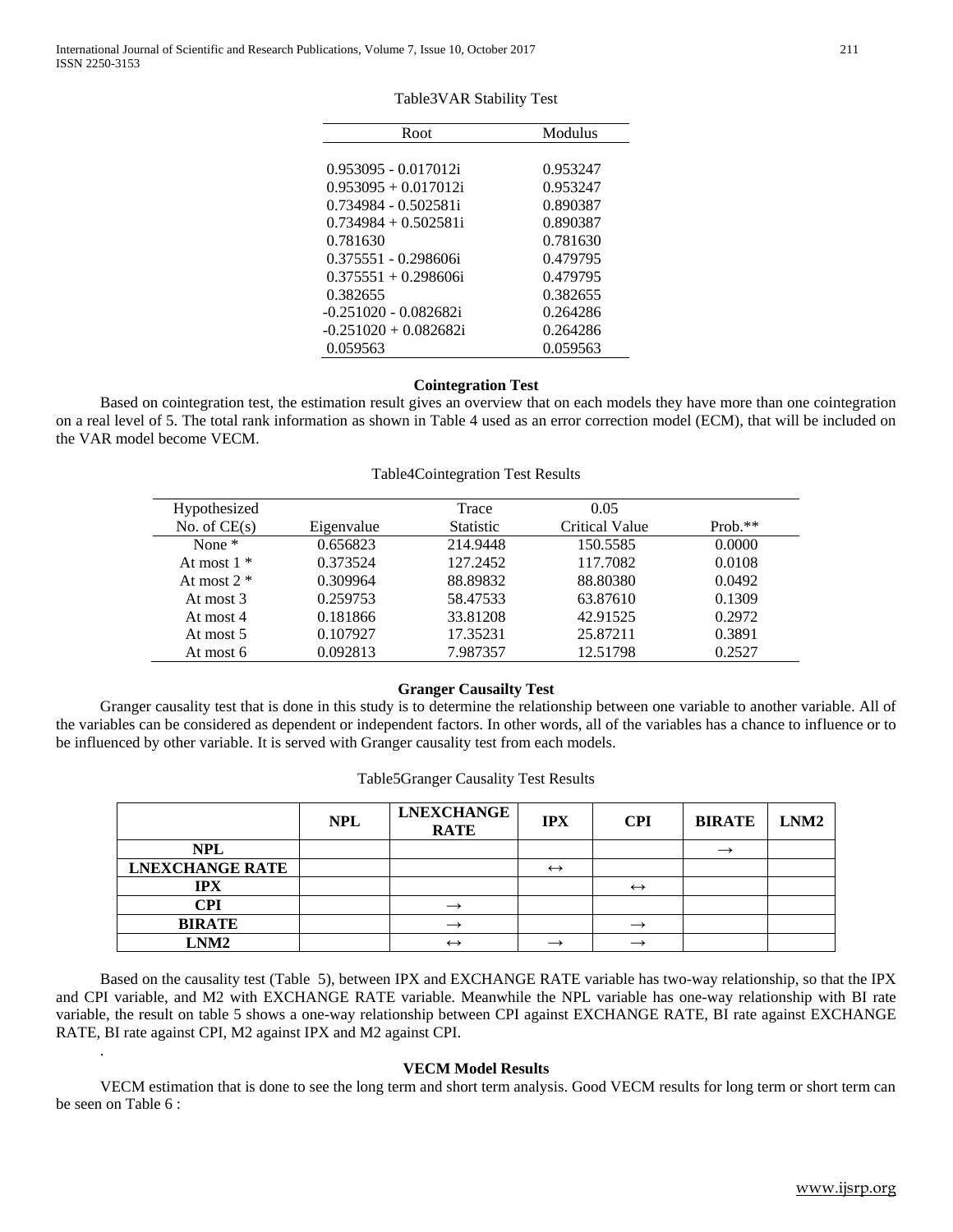Table3VAR Stability Test

| Root | Modulus |
|---|---|
| 0.953095 - 0.017012i | 0.953247 |
| 0.953095 + 0.017012i | 0.953247 |
| 0.734984 - 0.502581i | 0.890387 |
| 0.734984 + 0.502581i | 0.890387 |
| 0.781630 | 0.781630 |
| 0.375551 - 0.298606i | 0.479795 |
| 0.375551 + 0.298606i | 0.479795 |
| 0.382655 | 0.382655 |
| -0.251020 - 0.082682i | 0.264286 |
| -0.251020 + 0.082682i | 0.264286 |
| 0.059563 | 0.059563 |

**Cointegration Test**

Based on cointegration test, the estimation result gives an overview that on each models they have more than one cointegration on a real level of 5. The total rank information as shown in Table 4 used as an error correction model (ECM), that will be included on the VAR model become VECM.

Table4Cointegration Test Results

| Hypothesized No. of CE(s) | Eigenvalue | Trace Statistic | 0.05 Critical Value | Prob.** |
|---|---|---|---|---|
| None * | 0.656823 | 214.9448 | 150.5585 | 0.0000 |
| At most 1 * | 0.373524 | 127.2452 | 117.7082 | 0.0108 |
| At most 2 * | 0.309964 | 88.89832 | 88.80380 | 0.0492 |
| At most 3 | 0.259753 | 58.47533 | 63.87610 | 0.1309 |
| At most 4 | 0.181866 | 33.81208 | 42.91525 | 0.2972 |
| At most 5 | 0.107927 | 17.35231 | 25.87211 | 0.3891 |
| At most 6 | 0.092813 | 7.987357 | 12.51798 | 0.2527 |

**Granger Causailty Test**

Granger causality test that is done in this study is to determine the relationship between one variable to another variable. All of the variables can be considered as dependent or independent factors. In other words, all of the variables has a chance to influence or to be influenced by other variable. It is served with Granger causality test from each models.

Table5Granger Causality Test Results

| | NPL | LNEXCHANGE RATE | IPX | CPI | BIRATE | LNM2 |
|---|---|---|---|---|---|---|
| **NPL** | | | | | → | |
| **LNEXCHANGE RATE** | | | ↔ | | | |
| **IPX** | | | | ↔ | | |
| **CPI** | | → | | | | |
| **BIRATE** | | → | | → | | |
| **LNM2** | | ↔ | → | → | | |

Based on the causality test (Table 5), between IPX and EXCHANGE RATE variable has two-way relationship, so that the IPX and CPI variable, and M2 with EXCHANGE RATE variable. Meanwhile the NPL variable has one-way relationship with BI rate variable, the result on table 5 shows a one-way relationship between CPI against EXCHANGE RATE, BI rate against EXCHANGE RATE, BI rate against CPI, M2 against IPX and M2 against CPI.

.

**VECM Model Results**

VECM estimation that is done to see the long term and short term analysis. Good VECM results for long term or short term can be seen on Table 6 :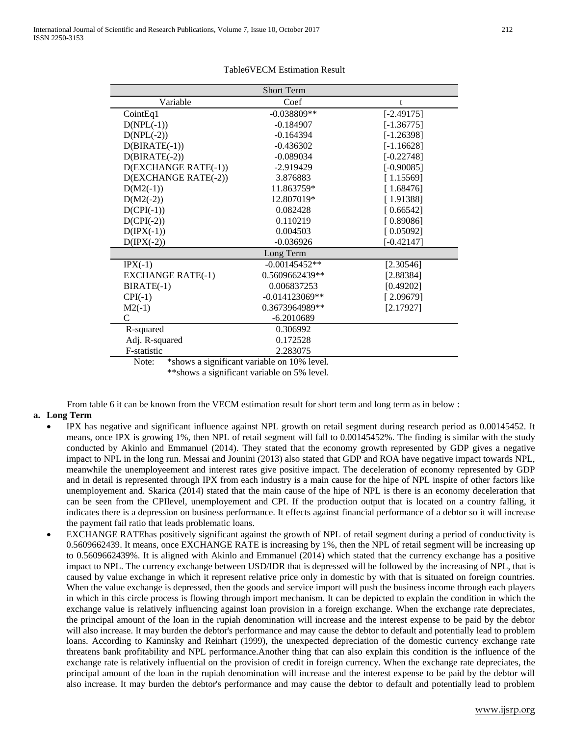Table6VECM Estimation Result

| Variable | Coef | t |
|---|---|---|
| **Short Term** | | |
| CointEq1 | -0.038809** | [-2.49175] |
| D(NPL(-1)) | -0.184907 | [-1.36775] |
| D(NPL(-2)) | -0.164394 | [-1.26398] |
| D(BIRATE(-1)) | -0.436302 | [-1.16628] |
| D(BIRATE(-2)) | -0.089034 | [-0.22748] |
| D(EXCHANGE RATE(-1)) | -2.919429 | [-0.90085] |
| D(EXCHANGE RATE(-2)) | 3.876883 | [ 1.15569] |
| D(M2(-1)) | 11.863759* | [ 1.68476] |
| D(M2(-2)) | 12.807019* | [ 1.91388] |
| D(CPI(-1)) | 0.082428 | [ 0.66542] |
| D(CPI(-2)) | 0.110219 | [ 0.89086] |
| D(IPX(-1)) | 0.004503 | [ 0.05092] |
| D(IPX(-2)) | -0.036926 | [-0.42147] |
| **Long Term** | | |
| IPX(-1) | -0.00145452** | [2.30546] |
| EXCHANGE RATE(-1) | 0.5609662439** | [2.88384] |
| BIRATE(-1) | 0.006837253 | [0.49202] |
| CPI(-1) | -0.014123069** | [ 2.09679] |
| M2(-1) | 0.3673964989** | [2.17927] |
| C | -6.2010689 | |
| R-squared | 0.306992 | |
| Adj. R-squared | 0.172528 | |
| F-statistic | 2.283075 | |

Note: *shows a significant variable on 10% level.
**shows a significant variable on 5% level.

From table 6 it can be known from the VECM estimation result for short term and long term as in below :

**a. Long Term**

- IPX has negative and significant influence against NPL growth on retail segment during research period as 0.00145452. It means, once IPX is growing 1%, then NPL of retail segment will fall to 0.00145452%. The finding is similar with the study conducted by Akinlo and Emmanuel (2014). They stated that the economy growth represented by GDP gives a negative impact to NPL in the long run. Messai and Jounini (2013) also stated that GDP and ROA have negative impact towards NPL, meanwhile the unemployeement and interest rates give positive impact. The deceleration of economy represented by GDP and in detail is represented through IPX from each industry is a main cause for the hipe of NPL inspite of other factors like unemployement and. Skarica (2014) stated that the main cause of the hipe of NPL is there is an economy deceleration that can be seen from the CPIlevel, unemployement and CPI. If the production output that is located on a country falling, it indicates there is a depression on business performance. It effects against financial performance of a debtor so it will increase the payment fail ratio that leads problematic loans.
- EXCHANGE RATEhas positively significant against the growth of NPL of retail segment during a period of conductivity is 0.5609662439. It means, once EXCHANGE RATE is increasing by 1%, then the NPL of retail segment will be increasing up to 0.5609662439%. It is aligned with Akinlo and Emmanuel (2014) which stated that the currency exchange has a positive impact to NPL. The currency exchange between USD/IDR that is depressed will be followed by the increasing of NPL, that is caused by value exchange in which it represent relative price only in domestic by with that is situated on foreign countries. When the value exchange is depressed, then the goods and service import will push the business income through each players in which in this circle process is flowing through import mechanism. It can be depicted to explain the condition in which the exchange value is relatively influencing against loan provision in a foreign exchange. When the exchange rate depreciates, the principal amount of the loan in the rupiah denomination will increase and the interest expense to be paid by the debtor will also increase. It may burden the debtor's performance and may cause the debtor to default and potentially lead to problem loans. According to Kaminsky and Reinhart (1999), the unexpected depreciation of the domestic currency exchange rate threatens bank profitability and NPL performance.Another thing that can also explain this condition is the influence of the exchange rate is relatively influential on the provision of credit in foreign currency. When the exchange rate depreciates, the principal amount of the loan in the rupiah denomination will increase and the interest expense to be paid by the debtor will also increase. It may burden the debtor's performance and may cause the debtor to default and potentially lead to problem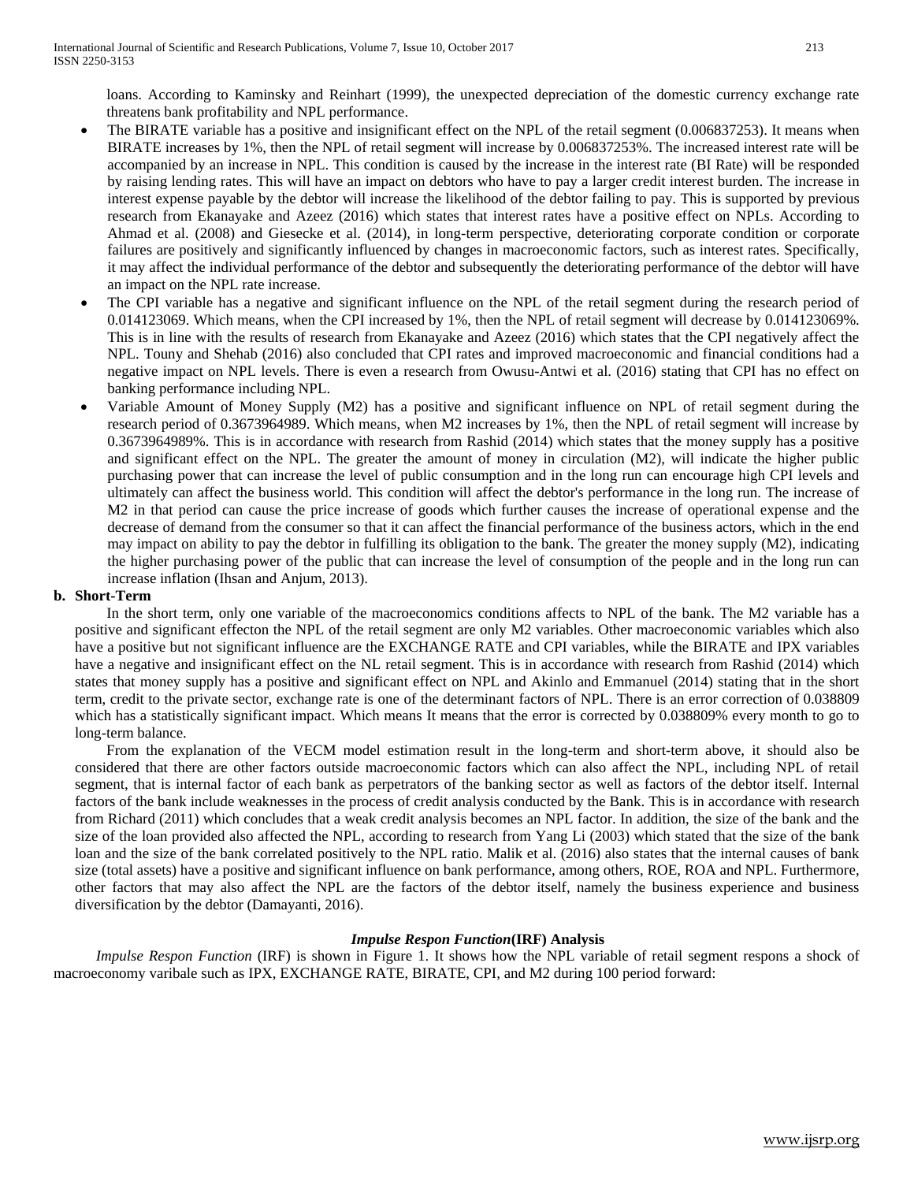loans. According to Kaminsky and Reinhart (1999), the unexpected depreciation of the domestic currency exchange rate threatens bank profitability and NPL performance.

- The BIRATE variable has a positive and insignificant effect on the NPL of the retail segment (0.006837253). It means when BIRATE increases by 1%, then the NPL of retail segment will increase by 0.006837253%. The increased interest rate will be accompanied by an increase in NPL. This condition is caused by the increase in the interest rate (BI Rate) will be responded by raising lending rates. This will have an impact on debtors who have to pay a larger credit interest burden. The increase in interest expense payable by the debtor will increase the likelihood of the debtor failing to pay. This is supported by previous research from Ekanayake and Azeez (2016) which states that interest rates have a positive effect on NPLs. According to Ahmad et al. (2008) and Giesecke et al. (2014), in long-term perspective, deteriorating corporate condition or corporate failures are positively and significantly influenced by changes in macroeconomic factors, such as interest rates. Specifically, it may affect the individual performance of the debtor and subsequently the deteriorating performance of the debtor will have an impact on the NPL rate increase.
- The CPI variable has a negative and significant influence on the NPL of the retail segment during the research period of 0.014123069. Which means, when the CPI increased by 1%, then the NPL of retail segment will decrease by 0.014123069%. This is in line with the results of research from Ekanayake and Azeez (2016) which states that the CPI negatively affect the NPL. Touny and Shehab (2016) also concluded that CPI rates and improved macroeconomic and financial conditions had a negative impact on NPL levels. There is even a research from Owusu-Antwi et al. (2016) stating that CPI has no effect on banking performance including NPL.
- Variable Amount of Money Supply (M2) has a positive and significant influence on NPL of retail segment during the research period of 0.3673964989. Which means, when M2 increases by 1%, then the NPL of retail segment will increase by 0.3673964989%. This is in accordance with research from Rashid (2014) which states that the money supply has a positive and significant effect on the NPL. The greater the amount of money in circulation (M2), will indicate the higher public purchasing power that can increase the level of public consumption and in the long run can encourage high CPI levels and ultimately can affect the business world. This condition will affect the debtor's performance in the long run. The increase of M2 in that period can cause the price increase of goods which further causes the increase of operational expense and the decrease of demand from the consumer so that it can affect the financial performance of the business actors, which in the end may impact on ability to pay the debtor in fulfilling its obligation to the bank. The greater the money supply (M2), indicating the higher purchasing power of the public that can increase the level of consumption of the people and in the long run can increase inflation (Ihsan and Anjum, 2013).

**b. Short-Term**

In the short term, only one variable of the macroeconomics conditions affects to NPL of the bank. The M2 variable has a positive and significant effecton the NPL of the retail segment are only M2 variables. Other macroeconomic variables which also have a positive but not significant influence are the EXCHANGE RATE and CPI variables, while the BIRATE and IPX variables have a negative and insignificant effect on the NL retail segment. This is in accordance with research from Rashid (2014) which states that money supply has a positive and significant effect on NPL and Akinlo and Emmanuel (2014) stating that in the short term, credit to the private sector, exchange rate is one of the determinant factors of NPL. There is an error correction of 0.038809 which has a statistically significant impact. Which means It means that the error is corrected by 0.038809% every month to go to long-term balance.

From the explanation of the VECM model estimation result in the long-term and short-term above, it should also be considered that there are other factors outside macroeconomic factors which can also affect the NPL, including NPL of retail segment, that is internal factor of each bank as perpetrators of the banking sector as well as factors of the debtor itself. Internal factors of the bank include weaknesses in the process of credit analysis conducted by the Bank. This is in accordance with research from Richard (2011) which concludes that a weak credit analysis becomes an NPL factor. In addition, the size of the bank and the size of the loan provided also affected the NPL, according to research from Yang Li (2003) which stated that the size of the bank loan and the size of the bank correlated positively to the NPL ratio. Malik et al. (2016) also states that the internal causes of bank size (total assets) have a positive and significant influence on bank performance, among others, ROE, ROA and NPL. Furthermore, other factors that may also affect the NPL are the factors of the debtor itself, namely the business experience and business diversification by the debtor (Damayanti, 2016).

### *Impulse Respon Function*(IRF) Analysis

*Impulse Respon Function* (IRF) is shown in Figure 1. It shows how the NPL variable of retail segment respons a shock of macroeconomy varibale such as IPX, EXCHANGE RATE, BIRATE, CPI, and M2 during 100 period forward: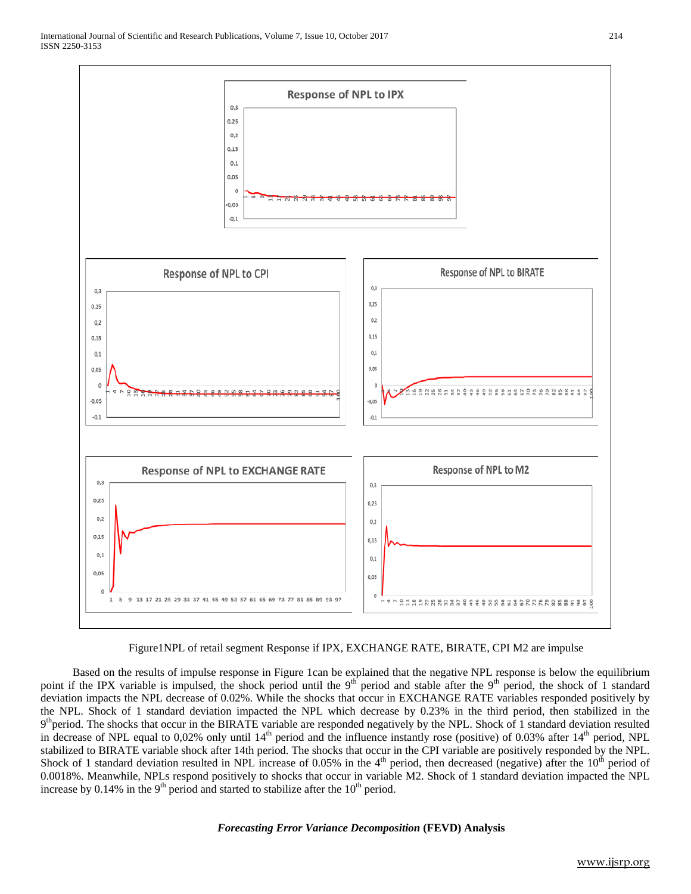Response of NPL to IPX

0,3
0,25
0,2
0,15
0,1
0,05
0
-0,05
-0,1

1 5 9 13 17 21 25 29 33 37 41 45 49 53 57 61 65 69 73 77 81 85 89 93 97

Response of NPL to CPI

0,3
0,25
0,2
0,15
0,1
0,05
0
-0,05
-0,1

1 4 7 10 13 16 19 22 25 28 31 34 37 40 43 46 49 52 55 58 61 64 67 70 73 76 79 82 85 88 91 94 97 100

Response of NPL to BIRATE

0,3
0,25
0,2
0,15
0,1
0,05
0
-0,05
-0,1

1 4 7 10 13 16 19 22 25 28 31 34 37 40 43 46 49 52 55 58 61 64 67 70 73 76 79 82 85 88 91 94 97 100

Response of NPL to EXCHANGE RATE

0,3
0,25
0,2
0,15
0,1
0,05
0

1 5 9 13 17 21 25 29 33 37 41 45 49 53 57 61 65 69 73 77 81 85 89 93 97

Response of NPL to M2

0,3
0,25
0,2
0,15
0,1
0,05
0

1 4 7 10 13 16 19 22 25 28 31 34 37 40 43 46 49 52 55 58 61 64 67 70 73 76 79 82 85 88 91 94 97 100

Figure1NPL of retail segment Response if IPX, EXCHANGE RATE, BIRATE, CPI M2 are impulse

Based on the results of impulse response in Figure 1can be explained that the negative NPL response is below the equilibrium point if the IPX variable is impulsed, the shock period until the 9th period and stable after the 9th period, the shock of 1 standard deviation impacts the NPL decrease of 0.02%. While the shocks that occur in EXCHANGE RATE variables responded positively by the NPL. Shock of 1 standard deviation impacted the NPL which decrease by 0.23% in the third period, then stabilized in the 9th period. The shocks that occur in the BIRATE variable are responded negatively by the NPL. Shock of 1 standard deviation resulted in decrease of NPL equal to 0,02% only until 14th period and the influence instantly rose (positive) of 0.03% after 14th period, NPL stabilized to BIRATE variable shock after 14th period. The shocks that occur in the CPI variable are positively responded by the NPL. Shock of 1 standard deviation resulted in NPL increase of 0.05% in the 4th period, then decreased (negative) after the 10th period of 0.0018%. Meanwhile, NPLs respond positively to shocks that occur in variable M2. Shock of 1 standard deviation impacted the NPL increase by 0.14% in the 9th period and started to stabilize after the 10th period.

### *Forecasting Error Variance Decomposition* (FEVD) Analysis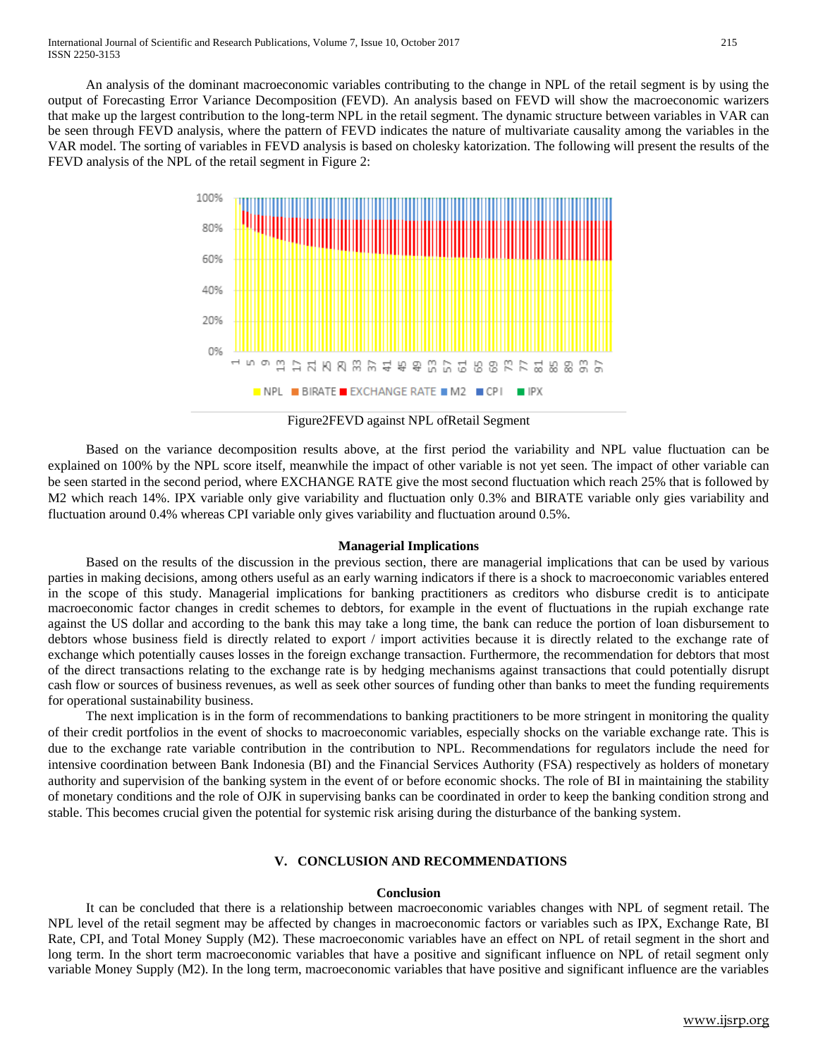An analysis of the dominant macroeconomic variables contributing to the change in NPL of the retail segment is by using the output of Forecasting Error Variance Decomposition (FEVD). An analysis based on FEVD will show the macroeconomic warizers that make up the largest contribution to the long-term NPL in the retail segment. The dynamic structure between variables in VAR can be seen through FEVD analysis, where the pattern of FEVD indicates the nature of multivariate causality among the variables in the VAR model. The sorting of variables in FEVD analysis is based on cholesky katorization. The following will present the results of the FEVD analysis of the NPL of the retail segment in Figure 2:

100%
80%
60%
40%
20%
0%
1 5 9 13 17 21 25 29 33 37 41 45 49 53 57 61 65 69 73 77 81 85 89 93 97
NPL BIRATE EXCHANGE RATE M2 CPI IPX

Figure2FEVD against NPL ofRetail Segment

Based on the variance decomposition results above, at the first period the variability and NPL value fluctuation can be explained on 100% by the NPL score itself, meanwhile the impact of other variable is not yet seen. The impact of other variable can be seen started in the second period, where EXCHANGE RATE give the most second fluctuation which reach 25% that is followed by M2 which reach 14%. IPX variable only give variability and fluctuation only 0.3% and BIRATE variable only gies variability and fluctuation around 0.4% whereas CPI variable only gives variability and fluctuation around 0.5%.

### Managerial Implications

Based on the results of the discussion in the previous section, there are managerial implications that can be used by various parties in making decisions, among others useful as an early warning indicators if there is a shock to macroeconomic variables entered in the scope of this study. Managerial implications for banking practitioners as creditors who disburse credit is to anticipate macroeconomic factor changes in credit schemes to debtors, for example in the event of fluctuations in the rupiah exchange rate against the US dollar and according to the bank this may take a long time, the bank can reduce the portion of loan disbursement to debtors whose business field is directly related to export / import activities because it is directly related to the exchange rate of exchange which potentially causes losses in the foreign exchange transaction. Furthermore, the recommendation for debtors that most of the direct transactions relating to the exchange rate is by hedging mechanisms against transactions that could potentially disrupt cash flow or sources of business revenues, as well as seek other sources of funding other than banks to meet the funding requirements for operational sustainability business.

The next implication is in the form of recommendations to banking practitioners to be more stringent in monitoring the quality of their credit portfolios in the event of shocks to macroeconomic variables, especially shocks on the variable exchange rate. This is due to the exchange rate variable contribution in the contribution to NPL. Recommendations for regulators include the need for intensive coordination between Bank Indonesia (BI) and the Financial Services Authority (FSA) respectively as holders of monetary authority and supervision of the banking system in the event of or before economic shocks. The role of BI in maintaining the stability of monetary conditions and the role of OJK in supervising banks can be coordinated in order to keep the banking condition strong and stable. This becomes crucial given the potential for systemic risk arising during the disturbance of the banking system.

## V. CONCLUSION AND RECOMMENDATIONS

### Conclusion

It can be concluded that there is a relationship between macroeconomic variables changes with NPL of segment retail. The NPL level of the retail segment may be affected by changes in macroeconomic factors or variables such as IPX, Exchange Rate, BI Rate, CPI, and Total Money Supply (M2). These macroeconomic variables have an effect on NPL of retail segment in the short and long term. In the short term macroeconomic variables that have a positive and significant influence on NPL of retail segment only variable Money Supply (M2). In the long term, macroeconomic variables that have positive and significant influence are the variables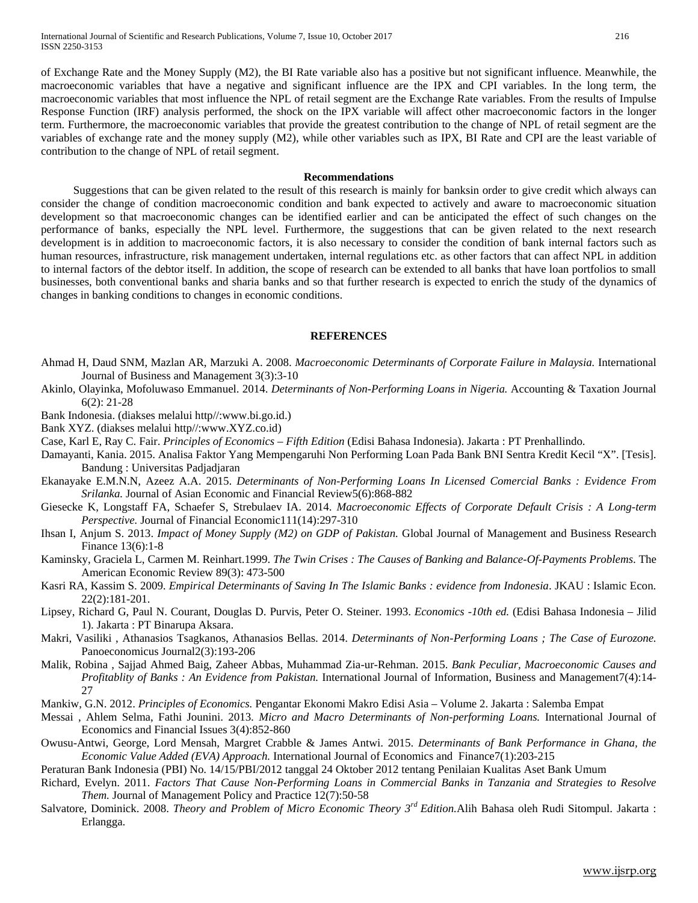of Exchange Rate and the Money Supply (M2), the BI Rate variable also has a positive but not significant influence. Meanwhile, the macroeconomic variables that have a negative and significant influence are the IPX and CPI variables. In the long term, the macroeconomic variables that most influence the NPL of retail segment are the Exchange Rate variables. From the results of Impulse Response Function (IRF) analysis performed, the shock on the IPX variable will affect other macroeconomic factors in the longer term. Furthermore, the macroeconomic variables that provide the greatest contribution to the change of NPL of retail segment are the variables of exchange rate and the money supply (M2), while other variables such as IPX, BI Rate and CPI are the least variable of contribution to the change of NPL of retail segment.

### Recommendations

Suggestions that can be given related to the result of this research is mainly for banksin order to give credit which always can consider the change of condition macroeconomic condition and bank expected to actively and aware to macroeconomic situation development so that macroeconomic changes can be identified earlier and can be anticipated the effect of such changes on the performance of banks, especially the NPL level. Furthermore, the suggestions that can be given related to the next research development is in addition to macroeconomic factors, it is also necessary to consider the condition of bank internal factors such as human resources, infrastructure, risk management undertaken, internal regulations etc. as other factors that can affect NPL in addition to internal factors of the debtor itself. In addition, the scope of research can be extended to all banks that have loan portfolios to small businesses, both conventional banks and sharia banks and so that further research is expected to enrich the study of the dynamics of changes in banking conditions to changes in economic conditions.

## REFERENCES

Ahmad H, Daud SNM, Mazlan AR, Marzuki A. 2008. *Macroeconomic Determinants of Corporate Failure in Malaysia.* International Journal of Business and Management 3(3):3-10

Akinlo, Olayinka, Mofoluwaso Emmanuel. 2014. *Determinants of Non-Performing Loans in Nigeria.* Accounting & Taxation Journal 6(2): 21-28

Bank Indonesia. (diakses melalui http//:www.bi.go.id.)

Bank XYZ. (diakses melalui http//:www.XYZ.co.id)

Case, Karl E, Ray C. Fair. *Principles of Economics – Fifth Edition* (Edisi Bahasa Indonesia). Jakarta : PT Prenhallindo.

Damayanti, Kania. 2015. Analisa Faktor Yang Mempengaruhi Non Performing Loan Pada Bank BNI Sentra Kredit Kecil "X". [Tesis]. Bandung : Universitas Padjadjaran

Ekanayake E.M.N.N, Azeez A.A. 2015. *Determinants of Non-Performing Loans In Licensed Comercial Banks : Evidence From Srilanka.* Journal of Asian Economic and Financial Review5(6):868-882

Giesecke K, Longstaff FA, Schaefer S, Strebulaev IA. 2014. *Macroeconomic Effects of Corporate Default Crisis : A Long-term Perspective.* Journal of Financial Economic111(14):297-310

Ihsan I, Anjum S. 2013. *Impact of Money Supply (M2) on GDP of Pakistan.* Global Journal of Management and Business Research Finance 13(6):1-8

Kaminsky, Graciela L, Carmen M. Reinhart.1999. *The Twin Crises : The Causes of Banking and Balance-Of-Payments Problems*. The American Economic Review 89(3): 473-500

Kasri RA, Kassim S. 2009. *Empirical Determinants of Saving In The Islamic Banks : evidence from Indonesia*. JKAU : Islamic Econ. 22(2):181-201.

Lipsey, Richard G, Paul N. Courant, Douglas D. Purvis, Peter O. Steiner. 1993. *Economics -10th ed.* (Edisi Bahasa Indonesia – Jilid 1). Jakarta : PT Binarupa Aksara.

Makri, Vasiliki , Athanasios Tsagkanos, Athanasios Bellas. 2014. *Determinants of Non-Performing Loans ; The Case of Eurozone.* Panoeconomicus Journal2(3):193-206

Malik, Robina , Sajjad Ahmed Baig, Zaheer Abbas, Muhammad Zia-ur-Rehman. 2015. *Bank Peculiar, Macroeconomic Causes and Profitablity of Banks : An Evidence from Pakistan.* International Journal of Information, Business and Management7(4):14-27

Mankiw, G.N. 2012. *Principles of Economics.* Pengantar Ekonomi Makro Edisi Asia – Volume 2. Jakarta : Salemba Empat

Messai , Ahlem Selma, Fathi Jounini. 2013. *Micro and Macro Determinants of Non-performing Loans.* International Journal of Economics and Financial Issues 3(4):852-860

Owusu-Antwi, George, Lord Mensah, Margret Crabble & James Antwi. 2015. *Determinants of Bank Performance in Ghana, the Economic Value Added (EVA) Approach.* International Journal of Economics and Finance7(1):203-215

Peraturan Bank Indonesia (PBI) No. 14/15/PBI/2012 tanggal 24 Oktober 2012 tentang Penilaian Kualitas Aset Bank Umum

Richard, Evelyn. 2011. *Factors That Cause Non-Performing Loans in Commercial Banks in Tanzania and Strategies to Resolve Them.* Journal of Management Policy and Practice 12(7):50-58

Salvatore, Dominick. 2008. *Theory and Problem of Micro Economic Theory 3rd Edition.*Alih Bahasa oleh Rudi Sitompul. Jakarta : Erlangga.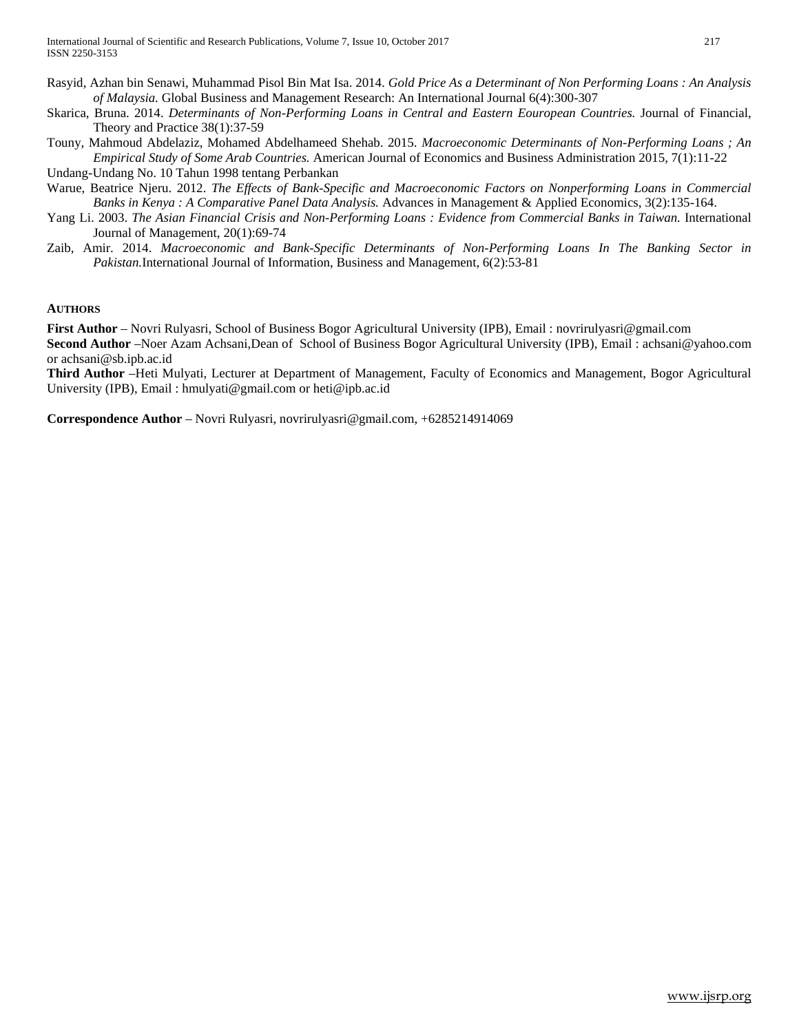Rasyid, Azhan bin Senawi, Muhammad Pisol Bin Mat Isa. 2014. *Gold Price As a Determinant of Non Performing Loans : An Analysis of Malaysia.* Global Business and Management Research: An International Journal 6(4):300-307

Skarica, Bruna. 2014. *Determinants of Non-Performing Loans in Central and Eastern Eouropean Countries.* Journal of Financial, Theory and Practice 38(1):37-59

Touny, Mahmoud Abdelaziz, Mohamed Abdelhameed Shehab. 2015. *Macroeconomic Determinants of Non-Performing Loans ; An Empirical Study of Some Arab Countries.* American Journal of Economics and Business Administration 2015, 7(1):11-22

Undang-Undang No. 10 Tahun 1998 tentang Perbankan

Warue, Beatrice Njeru. 2012. *The Effects of Bank-Specific and Macroeconomic Factors on Nonperforming Loans in Commercial Banks in Kenya : A Comparative Panel Data Analysis.* Advances in Management & Applied Economics, 3(2):135-164.

Yang Li. 2003. *The Asian Financial Crisis and Non-Performing Loans : Evidence from Commercial Banks in Taiwan.* International Journal of Management, 20(1):69-74

Zaib, Amir. 2014. *Macroeconomic and Bank-Specific Determinants of Non-Performing Loans In The Banking Sector in Pakistan.*International Journal of Information, Business and Management, 6(2):53-81

## AUTHORS

**First Author** – Novri Rulyasri, School of Business Bogor Agricultural University (IPB), Email : novrirulyasri@gmail.com

**Second Author** –Noer Azam Achsani,Dean of School of Business Bogor Agricultural University (IPB), Email : achsani@yahoo.com or achsani@sb.ipb.ac.id

**Third Author** –Heti Mulyati, Lecturer at Department of Management, Faculty of Economics and Management, Bogor Agricultural University (IPB), Email : hmulyati@gmail.com or heti@ipb.ac.id

**Correspondence Author** – Novri Rulyasri, novrirulyasri@gmail.com, +6285214914069